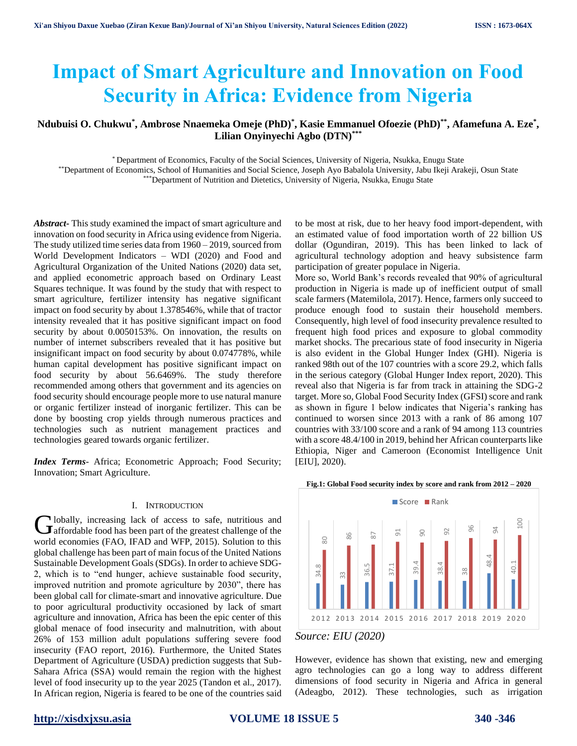# Impact of Smart Agriculture and Innovation on Food Security in Africa: Evidence from Nigeria

**Ndubuisi O. Chukwu[*], Ambrose Nnaemeka Omeje (PhD)[*], Kasie Emmanuel Ofoezie (PhD)[**], Afamefuna A. Eze[*], Lilian Onyinyechi Agbo (DTN)[***]**

[*] Department of Economics, Faculty of the Social Sciences, University of Nigeria, Nsukka, Enugu State
[**] Department of Economics, School of Humanities and Social Science, Joseph Ayo Babalola University, Jabu Ikeji Arakeji, Osun State
[***] Department of Nutrition and Dietetics, University of Nigeria, Nsukka, Enugu State

***Abstract-*** This study examined the impact of smart agriculture and innovation on food security in Africa using evidence from Nigeria. The study utilized time series data from 1960 – 2019, sourced from World Development Indicators – WDI (2020) and Food and Agricultural Organization of the United Nations (2020) data set, and applied econometric approach based on Ordinary Least Squares technique. It was found by the study that with respect to smart agriculture, fertilizer intensity has negative significant impact on food security by about 1.378546%, while that of tractor intensity revealed that it has positive significant impact on food security by about 0.0050153%. On innovation, the results on number of internet subscribers revealed that it has positive but insignificant impact on food security by about 0.074778%, while human capital development has positive significant impact on food security by about 56.6469%. The study therefore recommended among others that government and its agencies on food security should encourage people more to use natural manure or organic fertilizer instead of inorganic fertilizer. This can be done by boosting crop yields through numerous practices and technologies such as nutrient management practices and technologies geared towards organic fertilizer.

***Index Terms*-** Africa; Econometric Approach; Food Security; Innovation; Smart Agriculture.

## I. Introduction

Globally, increasing lack of access to safe, nutritious and affordable food has been part of the greatest challenge of the world economies (FAO, IFAD and WFP, 2015). Solution to this global challenge has been part of main focus of the United Nations Sustainable Development Goals (SDGs). In order to achieve SDG-2, which is to "end hunger, achieve sustainable food security, improved nutrition and promote agriculture by 2030", there has been global call for climate-smart and innovative agriculture. Due to poor agricultural productivity occasioned by lack of smart agriculture and innovation, Africa has been the epic center of this global menace of food insecurity and malnutrition, with about 26% of 153 million adult populations suffering severe food insecurity (FAO report, 2016). Furthermore, the United States Department of Agriculture (USDA) prediction suggests that Sub-Sahara Africa (SSA) would remain the region with the highest level of food insecurity up to the year 2025 (Tandon et al., 2017). In African region, Nigeria is feared to be one of the countries said to be most at risk, due to her heavy food import-dependent, with an estimated value of food importation worth of 22 billion US dollar (Ogundiran, 2019). This has been linked to lack of agricultural technology adoption and heavy subsistence farm participation of greater populace in Nigeria.

More so, World Bank's records revealed that 90% of agricultural production in Nigeria is made up of inefficient output of small scale farmers (Matemilola, 2017). Hence, farmers only succeed to produce enough food to sustain their household members. Consequently, high level of food insecurity prevalence resulted to frequent high food prices and exposure to global commodity market shocks. The precarious state of food insecurity in Nigeria is also evident in the Global Hunger Index (GHI). Nigeria is ranked 98th out of the 107 countries with a score 29.2, which falls in the serious category (Global Hunger Index report, 2020). This reveal also that Nigeria is far from track in attaining the SDG-2 target. More so, Global Food Security Index (GFSI) score and rank as shown in figure 1 below indicates that Nigeria's ranking has continued to worsen since 2013 with a rank of 86 among 107 countries with 33/100 score and a rank of 94 among 113 countries with a score 48.4/100 in 2019, behind her African counterparts like Ethiopia, Niger and Cameroon (Economist Intelligence Unit [EIU], 2020).

**Fig.1: Global Food security index by score and rank from 2012 – 2020**

Score Rank

2012: 34.8, 80
2013: 33, 86
2014: 36.5, 87
2015: 37.1, 91
2016: 39.4, 90
2017: 38.4, 92
2018: 38, 96
2019: 48.4, 94
2020: 40.1, 100

*Source: EIU (2020)*

However, evidence has shown that existing, new and emerging agro technologies can go a long way to address different dimensions of food security in Nigeria and Africa in general (Adeagbo, 2012). These technologies, such as irrigation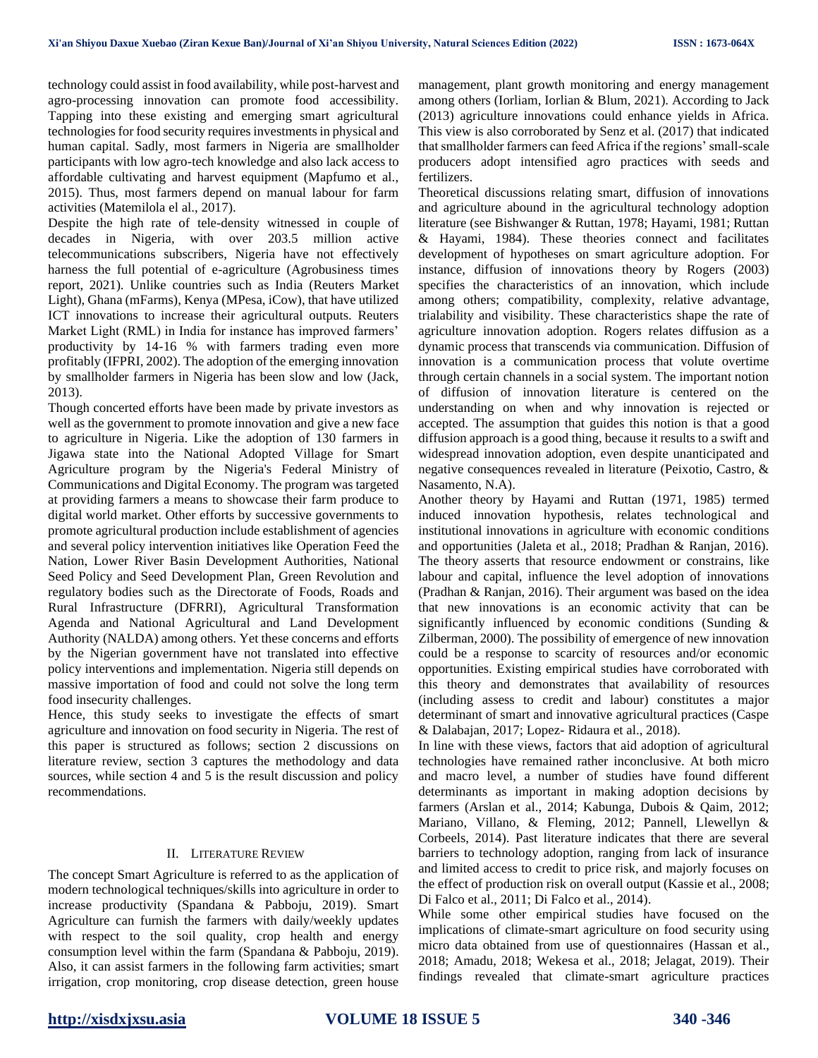technology could assist in food availability, while post-harvest and agro-processing innovation can promote food accessibility. Tapping into these existing and emerging smart agricultural technologies for food security requires investments in physical and human capital. Sadly, most farmers in Nigeria are smallholder participants with low agro-tech knowledge and also lack access to affordable cultivating and harvest equipment (Mapfumo et al., 2015). Thus, most farmers depend on manual labour for farm activities (Matemilola el al., 2017).

Despite the high rate of tele-density witnessed in couple of decades in Nigeria, with over 203.5 million active telecommunications subscribers, Nigeria have not effectively harness the full potential of e-agriculture (Agrobusiness times report, 2021). Unlike countries such as India (Reuters Market Light), Ghana (mFarms), Kenya (MPesa, iCow), that have utilized ICT innovations to increase their agricultural outputs. Reuters Market Light (RML) in India for instance has improved farmers' productivity by 14-16 % with farmers trading even more profitably (IFPRI, 2002). The adoption of the emerging innovation by smallholder farmers in Nigeria has been slow and low (Jack, 2013).

Though concerted efforts have been made by private investors as well as the government to promote innovation and give a new face to agriculture in Nigeria. Like the adoption of 130 farmers in Jigawa state into the National Adopted Village for Smart Agriculture program by the Nigeria's Federal Ministry of Communications and Digital Economy. The program was targeted at providing farmers a means to showcase their farm produce to digital world market. Other efforts by successive governments to promote agricultural production include establishment of agencies and several policy intervention initiatives like Operation Feed the Nation, Lower River Basin Development Authorities, National Seed Policy and Seed Development Plan, Green Revolution and regulatory bodies such as the Directorate of Foods, Roads and Rural Infrastructure (DFRRI), Agricultural Transformation Agenda and National Agricultural and Land Development Authority (NALDA) among others. Yet these concerns and efforts by the Nigerian government have not translated into effective policy interventions and implementation. Nigeria still depends on massive importation of food and could not solve the long term food insecurity challenges.

Hence, this study seeks to investigate the effects of smart agriculture and innovation on food security in Nigeria. The rest of this paper is structured as follows; section 2 discussions on literature review, section 3 captures the methodology and data sources, while section 4 and 5 is the result discussion and policy recommendations.

## II. Literature Review

The concept Smart Agriculture is referred to as the application of modern technological techniques/skills into agriculture in order to increase productivity (Spandana & Pabboju, 2019). Smart Agriculture can furnish the farmers with daily/weekly updates with respect to the soil quality, crop health and energy consumption level within the farm (Spandana & Pabboju, 2019). Also, it can assist farmers in the following farm activities; smart irrigation, crop monitoring, crop disease detection, green house management, plant growth monitoring and energy management among others (Iorliam, Iorlian & Blum, 2021). According to Jack (2013) agriculture innovations could enhance yields in Africa. This view is also corroborated by Senz et al. (2017) that indicated that smallholder farmers can feed Africa if the regions' small-scale producers adopt intensified agro practices with seeds and fertilizers.

Theoretical discussions relating smart, diffusion of innovations and agriculture abound in the agricultural technology adoption literature (see Bishwanger & Ruttan, 1978; Hayami, 1981; Ruttan & Hayami, 1984). These theories connect and facilitates development of hypotheses on smart agriculture adoption. For instance, diffusion of innovations theory by Rogers (2003) specifies the characteristics of an innovation, which include among others; compatibility, complexity, relative advantage, trialability and visibility. These characteristics shape the rate of agriculture innovation adoption. Rogers relates diffusion as a dynamic process that transcends via communication. Diffusion of innovation is a communication process that volute overtime through certain channels in a social system. The important notion of diffusion of innovation literature is centered on the understanding on when and why innovation is rejected or accepted. The assumption that guides this notion is that a good diffusion approach is a good thing, because it results to a swift and widespread innovation adoption, even despite unanticipated and negative consequences revealed in literature (Peixotio, Castro, & Nasamento, N.A).

Another theory by Hayami and Ruttan (1971, 1985) termed induced innovation hypothesis, relates technological and institutional innovations in agriculture with economic conditions and opportunities (Jaleta et al., 2018; Pradhan & Ranjan, 2016). The theory asserts that resource endowment or constrains, like labour and capital, influence the level adoption of innovations (Pradhan & Ranjan, 2016). Their argument was based on the idea that new innovations is an economic activity that can be significantly influenced by economic conditions (Sunding & Zilberman, 2000). The possibility of emergence of new innovation could be a response to scarcity of resources and/or economic opportunities. Existing empirical studies have corroborated with this theory and demonstrates that availability of resources (including assess to credit and labour) constitutes a major determinant of smart and innovative agricultural practices (Caspe & Dalabajan, 2017; Lopez- Ridaura et al., 2018).

In line with these views, factors that aid adoption of agricultural technologies have remained rather inconclusive. At both micro and macro level, a number of studies have found different determinants as important in making adoption decisions by farmers (Arslan et al., 2014; Kabunga, Dubois & Qaim, 2012; Mariano, Villano, & Fleming, 2012; Pannell, Llewellyn & Corbeels, 2014). Past literature indicates that there are several barriers to technology adoption, ranging from lack of insurance and limited access to credit to price risk, and majorly focuses on the effect of production risk on overall output (Kassie et al., 2008; Di Falco et al., 2011; Di Falco et al., 2014).

While some other empirical studies have focused on the implications of climate-smart agriculture on food security using micro data obtained from use of questionnaires (Hassan et al., 2018; Amadu, 2018; Wekesa et al., 2018; Jelagat, 2019). Their findings revealed that climate-smart agriculture practices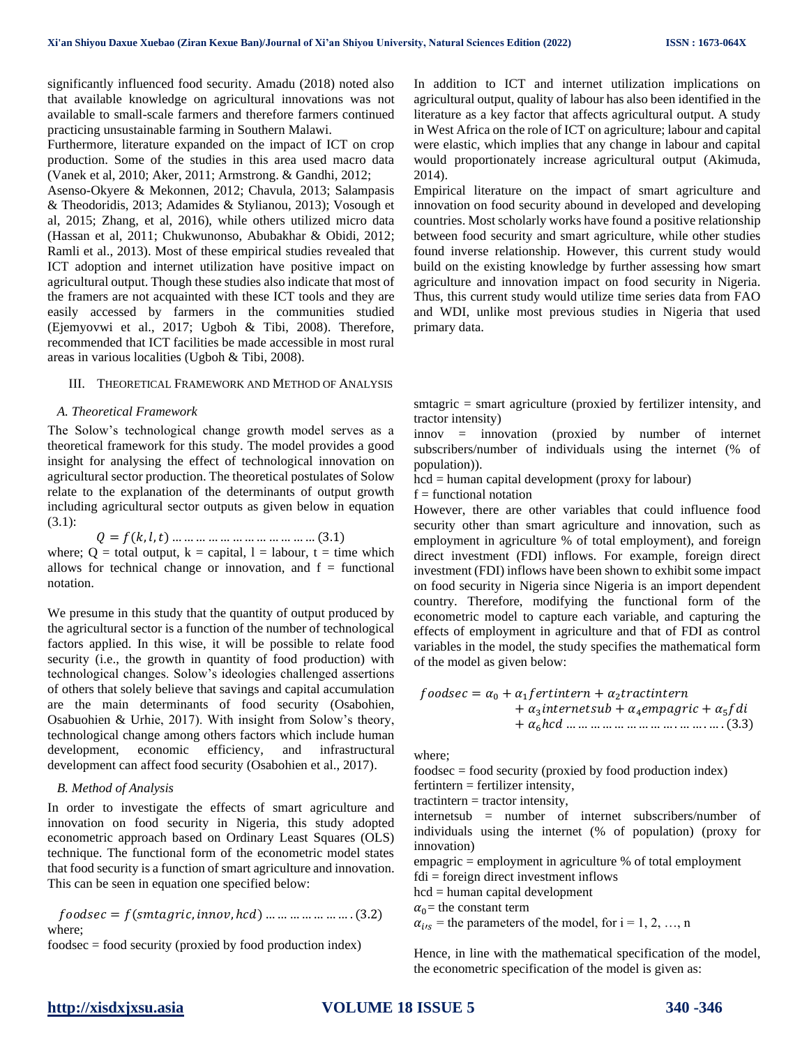significantly influenced food security. Amadu (2018) noted also that available knowledge on agricultural innovations was not available to small-scale farmers and therefore farmers continued practicing unsustainable farming in Southern Malawi.

Furthermore, literature expanded on the impact of ICT on crop production. Some of the studies in this area used macro data (Vanek et al, 2010; Aker, 2011; Armstrong. & Gandhi, 2012; Asenso-Okyere & Mekonnen, 2012; Chavula, 2013; Salampasis & Theodoridis, 2013; Adamides & Stylianou, 2013); Vosough et al, 2015; Zhang, et al, 2016), while others utilized micro data (Hassan et al, 2011; Chukwunonso, Abubakhar & Obidi, 2012; Ramli et al., 2013). Most of these empirical studies revealed that ICT adoption and internet utilization have positive impact on agricultural output. Though these studies also indicate that most of the framers are not acquainted with these ICT tools and they are easily accessed by farmers in the communities studied (Ejemyovwi et al., 2017; Ugboh & Tibi, 2008). Therefore, recommended that ICT facilities be made accessible in most rural areas in various localities (Ugboh & Tibi, 2008).

In addition to ICT and internet utilization implications on agricultural output, quality of labour has also been identified in the literature as a key factor that affects agricultural output. A study in West Africa on the role of ICT on agriculture; labour and capital were elastic, which implies that any change in labour and capital would proportionately increase agricultural output (Akimuda, 2014).

Empirical literature on the impact of smart agriculture and innovation on food security abound in developed and developing countries. Most scholarly works have found a positive relationship between food security and smart agriculture, while other studies found inverse relationship. However, this current study would build on the existing knowledge by further assessing how smart agriculture and innovation impact on food security in Nigeria. Thus, this current study would utilize time series data from FAO and WDI, unlike most previous studies in Nigeria that used primary data.

## III. Theoretical Framework and Method of Analysis

### A. Theoretical Framework

The Solow's technological change growth model serves as a theoretical framework for this study. The model provides a good insight for analysing the effect of technological innovation on agricultural sector production. The theoretical postulates of Solow relate to the explanation of the determinants of output growth including agricultural sector outputs as given below in equation (3.1):

$$Q = f(k, l, t) \ldots\ldots\ldots\ldots\ldots\ldots\ldots\ldots\ldots\ldots (3.1)$$

where; Q = total output, k = capital, l = labour, t = time which allows for technical change or innovation, and f = functional notation.

We presume in this study that the quantity of output produced by the agricultural sector is a function of the number of technological factors applied. In this wise, it will be possible to relate food security (i.e., the growth in quantity of food production) with technological changes. Solow's ideologies challenged assertions of others that solely believe that savings and capital accumulation are the main determinants of food security (Osabohien, Osabuohien & Urhie, 2017). With insight from Solow's theory, technological change among others factors which include human development, economic efficiency, and infrastructural development can affect food security (Osabohien et al., 2017).

### B. Method of Analysis

In order to investigate the effects of smart agriculture and innovation on food security in Nigeria, this study adopted econometric approach based on Ordinary Least Squares (OLS) technique. The functional form of the econometric model states that food security is a function of smart agriculture and innovation. This can be seen in equation one specified below:

$$foodsec = f(smtagric, innov, hcd) \ldots\ldots\ldots\ldots\ldots\ldots (3.2)$$

where;

foodsec = food security (proxied by food production index)

smtagric = smart agriculture (proxied by fertilizer intensity, and tractor intensity)

innov = innovation (proxied by number of internet subscribers/number of individuals using the internet (% of population)).

hcd = human capital development (proxy for labour)

f = functional notation

However, there are other variables that could influence food security other than smart agriculture and innovation, such as employment in agriculture % of total employment), and foreign direct investment (FDI) inflows. For example, foreign direct investment (FDI) inflows have been shown to exhibit some impact on food security in Nigeria since Nigeria is an import dependent country. Therefore, modifying the functional form of the econometric model to capture each variable, and capturing the effects of employment in agriculture and that of FDI as control variables in the model, the study specifies the mathematical form of the model as given below:

$$foodsec = \alpha_0 + \alpha_1 fertintern + \alpha_2 tractintern + \alpha_3 internetsub + \alpha_4 empagric + \alpha_5 fdi + \alpha_6 hcd \ldots\ldots\ldots\ldots\ldots\ldots\ldots (3.3)$$

where;

foodsec = food security (proxied by food production index)

fertintern = fertilizer intensity,

tractintern = tractor intensity,

internetsub = number of internet subscribers/number of individuals using the internet (% of population) (proxy for innovation)

empagric = employment in agriculture % of total employment

fdi = foreign direct investment inflows

hcd = human capital development

$\alpha_0$ = the constant term

$\alpha_{i's}$ = the parameters of the model, for i = 1, 2, …, n

Hence, in line with the mathematical specification of the model, the econometric specification of the model is given as: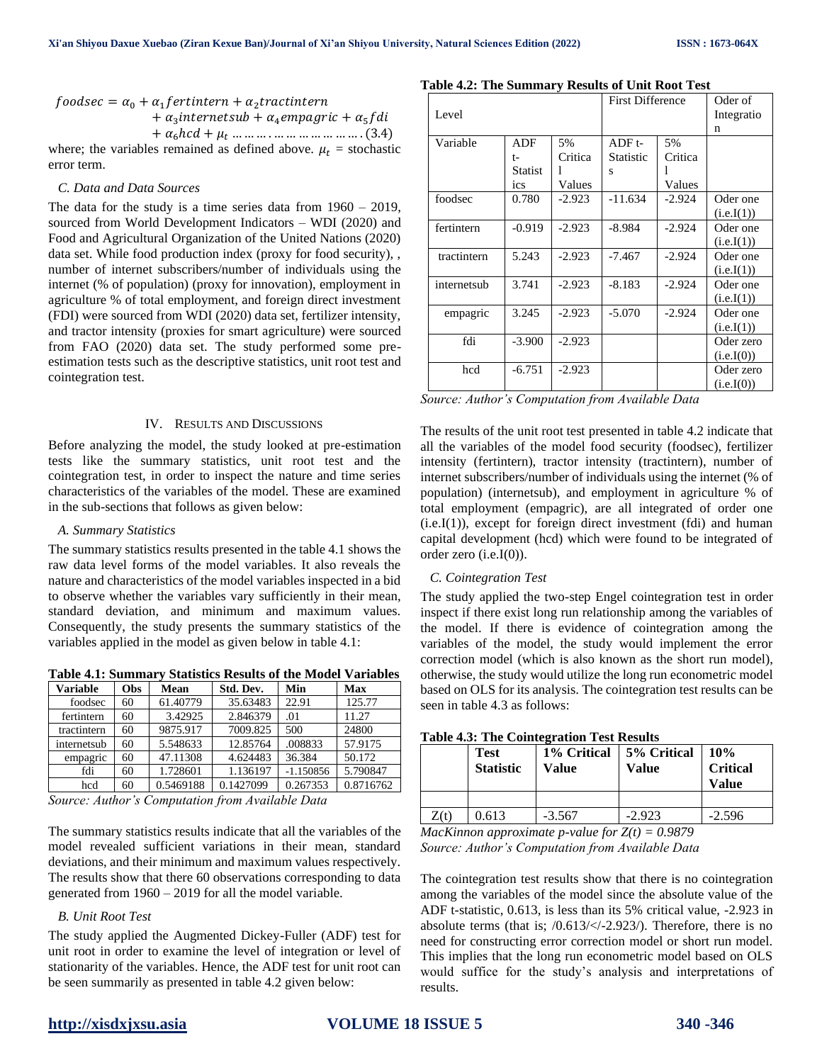$$foodsec = \alpha_0 + \alpha_1 fertintern + \alpha_2 tractintern + \alpha_3 internetsub + \alpha_4 empagric + \alpha_5 fdi + \alpha_6 hcd + \mu_t \dots\dots\dots.\dots\dots\dots\dots\dots\dots.(3.4)$$

where; the variables remained as defined above. $\mu_t$ = stochastic error term.

### *C. Data and Data Sources*

The data for the study is a time series data from 1960 – 2019, sourced from World Development Indicators – WDI (2020) and Food and Agricultural Organization of the United Nations (2020) data set. While food production index (proxy for food security), , number of internet subscribers/number of individuals using the internet (% of population) (proxy for innovation), employment in agriculture % of total employment, and foreign direct investment (FDI) were sourced from WDI (2020) data set, fertilizer intensity, and tractor intensity (proxies for smart agriculture) were sourced from FAO (2020) data set. The study performed some pre-estimation tests such as the descriptive statistics, unit root test and cointegration test.

## IV. Results and Discussions

Before analyzing the model, the study looked at pre-estimation tests like the summary statistics, unit root test and the cointegration test, in order to inspect the nature and time series characteristics of the variables of the model. These are examined in the sub-sections that follows as given below:

### *A. Summary Statistics*

The summary statistics results presented in the table 4.1 shows the raw data level forms of the model variables. It also reveals the nature and characteristics of the model variables inspected in a bid to observe whether the variables vary sufficiently in their mean, standard deviation, and minimum and maximum values. Consequently, the study presents the summary statistics of the variables applied in the model as given below in table 4.1:

**Table 4.1: Summary Statistics Results of the Model Variables**

| Variable | Obs | Mean | Std. Dev. | Min | Max |
|---|---|---|---|---|---|
| foodsec | 60 | 61.40779 | 35.63483 | 22.91 | 125.77 |
| fertintern | 60 | 3.42925 | 2.846379 | .01 | 11.27 |
| tractintern | 60 | 9875.917 | 7009.825 | 500 | 24800 |
| internetsub | 60 | 5.548633 | 12.85764 | .008833 | 57.9175 |
| empagric | 60 | 47.11308 | 4.624483 | 36.384 | 50.172 |
| fdi | 60 | 1.728601 | 1.136197 | -1.150856 | 5.790847 |
| hcd | 60 | 0.5469188 | 0.1427099 | 0.267353 | 0.8716762 |

*Source: Author's Computation from Available Data*

The summary statistics results indicate that all the variables of the model revealed sufficient variations in their mean, standard deviations, and their minimum and maximum values respectively. The results show that there 60 observations corresponding to data generated from 1960 – 2019 for all the model variable.

### *B. Unit Root Test*

The study applied the Augmented Dickey-Fuller (ADF) test for unit root in order to examine the level of integration or level of stationarity of the variables. Hence, the ADF test for unit root can be seen summarily as presented in table 4.2 given below:

**Table 4.2: The Summary Results of Unit Root Test**

| Level | | | First Difference | | Oder of Integration |
|---|---|---|---|---|---|
| Variable | ADF t-Statistics | 5% Critical Values | ADF t-Statistics | 5% Critical Values | |
| foodsec | 0.780 | -2.923 | -11.634 | -2.924 | Oder one (i.e.I(1)) |
| fertintern | -0.919 | -2.923 | -8.984 | -2.924 | Oder one (i.e.I(1)) |
| tractintern | 5.243 | -2.923 | -7.467 | -2.924 | Oder one (i.e.I(1)) |
| internetsub | 3.741 | -2.923 | -8.183 | -2.924 | Oder one (i.e.I(1)) |
| empagric | 3.245 | -2.923 | -5.070 | -2.924 | Oder one (i.e.I(1)) |
| fdi | -3.900 | -2.923 | | | Oder zero (i.e.I(0)) |
| hcd | -6.751 | -2.923 | | | Oder zero (i.e.I(0)) |

*Source: Author's Computation from Available Data*

The results of the unit root test presented in table 4.2 indicate that all the variables of the model food security (foodsec), fertilizer intensity (fertintern), tractor intensity (tractintern), number of internet subscribers/number of individuals using the internet (% of population) (internetsub), and employment in agriculture % of total employment (empagric), are all integrated of order one (i.e.I(1)), except for foreign direct investment (fdi) and human capital development (hcd) which were found to be integrated of order zero (i.e.I(0)).

### *C. Cointegration Test*

The study applied the two-step Engel cointegration test in order inspect if there exist long run relationship among the variables of the model. If there is evidence of cointegration among the variables of the model, the study would implement the error correction model (which is also known as the short run model), otherwise, the study would utilize the long run econometric model based on OLS for its analysis. The cointegration test results can be seen in table 4.3 as follows:

**Table 4.3: The Cointegration Test Results**

| | Test Statistic | 1% Critical Value | 5% Critical Value | 10% Critical Value |
|---|---|---|---|---|
| | | | | |
| Z(t) | 0.613 | -3.567 | -2.923 | -2.596 |

*MacKinnon approximate p-value for Z(t) = 0.9879*

*Source: Author's Computation from Available Data*

The cointegration test results show that there is no cointegration among the variables of the model since the absolute value of the ADF t-statistic, 0.613, is less than its 5% critical value, -2.923 in absolute terms (that is; /0.613/</-2.923/). Therefore, there is no need for constructing error correction model or short run model. This implies that the long run econometric model based on OLS would suffice for the study's analysis and interpretations of results.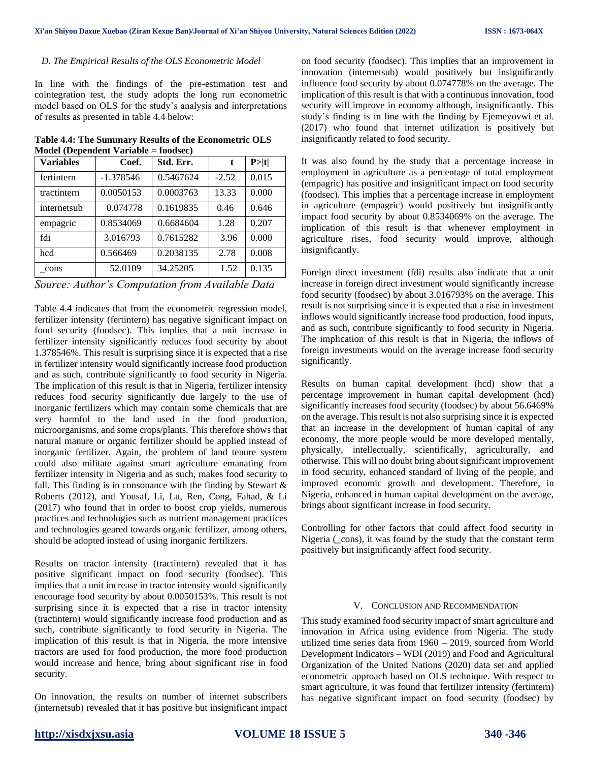*D. The Empirical Results of the OLS Econometric Model*

In line with the findings of the pre-estimation test and cointegration test, the study adopts the long run econometric model based on OLS for the study's analysis and interpretations of results as presented in table 4.4 below:

**Table 4.4: The Summary Results of the Econometric OLS Model (Dependent Variable = foodsec)**

| Variables | Coef. | Std. Err. | t | P>\|t\| |
|---|---|---|---|---|
| fertintern | -1.378546 | 0.5467624 | -2.52 | 0.015 |
| tractintern | 0.0050153 | 0.0003763 | 13.33 | 0.000 |
| internetsub | 0.074778 | 0.1619835 | 0.46 | 0.646 |
| empagric | 0.8534069 | 0.6684604 | 1.28 | 0.207 |
| fdi | 3.016793 | 0.7615282 | 3.96 | 0.000 |
| hcd | 0.566469 | 0.2038135 | 2.78 | 0.008 |
| _cons | 52.0109 | 34.25205 | 1.52 | 0.135 |

*Source: Author's Computation from Available Data*

Table 4.4 indicates that from the econometric regression model, fertilizer intensity (fertintern) has negative significant impact on food security (foodsec). This implies that a unit increase in fertilizer intensity significantly reduces food security by about 1.378546%. This result is surprising since it is expected that a rise in fertilizer intensity would significantly increase food production and as such, contribute significantly to food security in Nigeria. The implication of this result is that in Nigeria, fertilizer intensity reduces food security significantly due largely to the use of inorganic fertilizers which may contain some chemicals that are very harmful to the land used in the food production, microorganisms, and some crops/plants. This therefore shows that natural manure or organic fertilizer should be applied instead of inorganic fertilizer. Again, the problem of land tenure system could also militate against smart agriculture emanating from fertilizer intensity in Nigeria and as such, makes food security to fall. This finding is in consonance with the finding by Stewart & Roberts (2012), and Yousaf, Li, Lu, Ren, Cong, Fahad, & Li (2017) who found that in order to boost crop yields, numerous practices and technologies such as nutrient management practices and technologies geared towards organic fertilizer, among others, should be adopted instead of using inorganic fertilizers.

Results on tractor intensity (tractintern) revealed that it has positive significant impact on food security (foodsec). This implies that a unit increase in tractor intensity would significantly encourage food security by about 0.0050153%. This result is not surprising since it is expected that a rise in tractor intensity (tractintern) would significantly increase food production and as such, contribute significantly to food security in Nigeria. The implication of this result is that in Nigeria, the more intensive tractors are used for food production, the more food production would increase and hence, bring about significant rise in food security.

On innovation, the results on number of internet subscribers (internetsub) revealed that it has positive but insignificant impact on food security (foodsec). This implies that an improvement in innovation (internetsub) would positively but insignificantly influence food security by about 0.074778% on the average. The implication of this result is that with a continuous innovation, food security will improve in economy although, insignificantly. This study's finding is in line with the finding by Ejemeyovwi et al. (2017) who found that internet utilization is positively but insignificantly related to food security.

It was also found by the study that a percentage increase in employment in agriculture as a percentage of total employment (empagric) has positive and insignificant impact on food security (foodsec). This implies that a percentage increase in employment in agriculture (empagric) would positively but insignificantly impact food security by about 0.8534069% on the average. The implication of this result is that whenever employment in agriculture rises, food security would improve, although insignificantly.

Foreign direct investment (fdi) results also indicate that a unit increase in foreign direct investment would significantly increase food security (foodsec) by about 3.016793% on the average. This result is not surprising since it is expected that a rise in investment inflows would significantly increase food production, food inputs, and as such, contribute significantly to food security in Nigeria. The implication of this result is that in Nigeria, the inflows of foreign investments would on the average increase food security significantly.

Results on human capital development (hcd) show that a percentage improvement in human capital development (hcd) significantly increases food security (foodsec) by about 56.6469% on the average. This result is not also surprising since it is expected that an increase in the development of human capital of any economy, the more people would be more developed mentally, physically, intellectually, scientifically, agriculturally, and otherwise. This will no doubt bring about significant improvement in food security, enhanced standard of living of the people, and improved economic growth and development. Therefore, in Nigeria, enhanced in human capital development on the average, brings about significant increase in food security.

Controlling for other factors that could affect food security in Nigeria (_cons), it was found by the study that the constant term positively but insignificantly affect food security.

## V. CONCLUSION AND RECOMMENDATION

This study examined food security impact of smart agriculture and innovation in Africa using evidence from Nigeria. The study utilized time series data from 1960 – 2019, sourced from World Development Indicators – WDI (2019) and Food and Agricultural Organization of the United Nations (2020) data set and applied econometric approach based on OLS technique. With respect to smart agriculture, it was found that fertilizer intensity (fertintern) has negative significant impact on food security (foodsec) by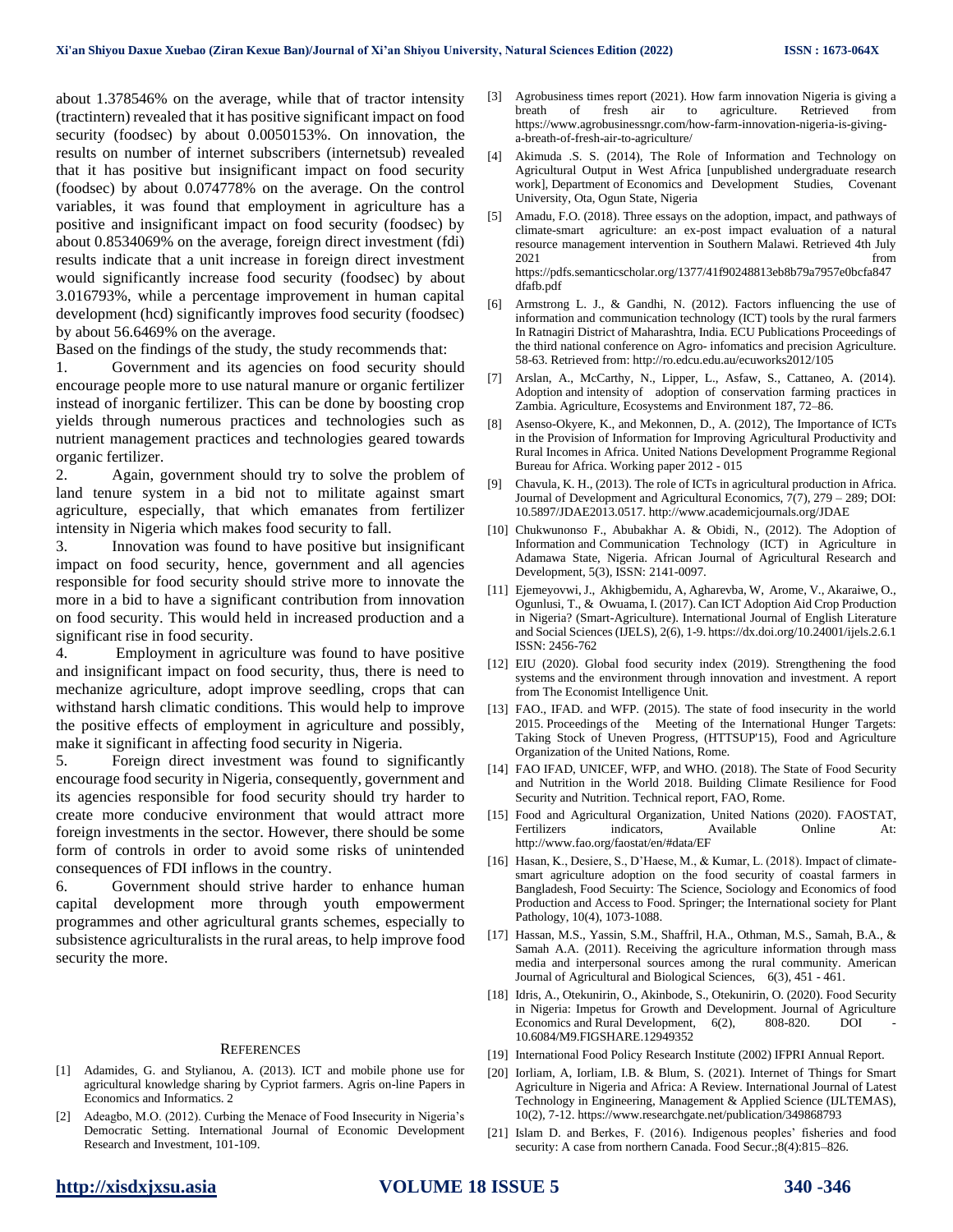about 1.378546% on the average, while that of tractor intensity (tractintern) revealed that it has positive significant impact on food security (foodsec) by about 0.0050153%. On innovation, the results on number of internet subscribers (internetsub) revealed that it has positive but insignificant impact on food security (foodsec) by about 0.074778% on the average. On the control variables, it was found that employment in agriculture has a positive and insignificant impact on food security (foodsec) by about 0.8534069% on the average, foreign direct investment (fdi) results indicate that a unit increase in foreign direct investment would significantly increase food security (foodsec) by about 3.016793%, while a percentage improvement in human capital development (hcd) significantly improves food security (foodsec) by about 56.6469% on the average.

Based on the findings of the study, the study recommends that:

1. Government and its agencies on food security should encourage people more to use natural manure or organic fertilizer instead of inorganic fertilizer. This can be done by boosting crop yields through numerous practices and technologies such as nutrient management practices and technologies geared towards organic fertilizer.
2. Again, government should try to solve the problem of land tenure system in a bid not to militate against smart agriculture, especially, that which emanates from fertilizer intensity in Nigeria which makes food security to fall.
3. Innovation was found to have positive but insignificant impact on food security, hence, government and all agencies responsible for food security should strive more to innovate the more in a bid to have a significant contribution from innovation on food security. This would held in increased production and a significant rise in food security.
4. Employment in agriculture was found to have positive and insignificant impact on food security, thus, there is need to mechanize agriculture, adopt improve seedling, crops that can withstand harsh climatic conditions. This would help to improve the positive effects of employment in agriculture and possibly, make it significant in affecting food security in Nigeria.
5. Foreign direct investment was found to significantly encourage food security in Nigeria, consequently, government and its agencies responsible for food security should try harder to create more conducive environment that would attract more foreign investments in the sector. However, there should be some form of controls in order to avoid some risks of unintended consequences of FDI inflows in the country.
6. Government should strive harder to enhance human capital development more through youth empowerment programmes and other agricultural grants schemes, especially to subsistence agriculturalists in the rural areas, to help improve food security the more.

## REFERENCES

[1] Adamides, G. and Stylianou, A. (2013). ICT and mobile phone use for agricultural knowledge sharing by Cypriot farmers. Agris on-line Papers in Economics and Informatics. 2

[2] Adeagbo, M.O. (2012). Curbing the Menace of Food Insecurity in Nigeria's Democratic Setting. International Journal of Economic Development Research and Investment, 101-109.

[3] Agrobusiness times report (2021). How farm innovation Nigeria is giving a breath of fresh air to agriculture. Retrieved from https://www.agrobusinessngr.com/how-farm-innovation-nigeria-is-giving-a-breath-of-fresh-air-to-agriculture/

[4] Akimuda .S. S. (2014), The Role of Information and Technology on Agricultural Output in West Africa [unpublished undergraduate research work], Department of Economics and Development Studies, Covenant University, Ota, Ogun State, Nigeria

[5] Amadu, F.O. (2018). Three essays on the adoption, impact, and pathways of climate-smart agriculture: an ex-post impact evaluation of a natural resource management intervention in Southern Malawi. Retrieved 4th July 2021 from https://pdfs.semanticscholar.org/1377/41f90248813eb8b79a7957e0bcfa847dfafb.pdf

[6] Armstrong L. J., & Gandhi, N. (2012). Factors influencing the use of information and communication technology (ICT) tools by the rural farmers In Ratnagiri District of Maharashtra, India. ECU Publications Proceedings of the third national conference on Agro- infomatics and precision Agriculture. 58-63. Retrieved from: http://ro.edcu.edu.au/ecuworks2012/105

[7] Arslan, A., McCarthy, N., Lipper, L., Asfaw, S., Cattaneo, A. (2014). Adoption and intensity of adoption of conservation farming practices in Zambia. Agriculture, Ecosystems and Environment 187, 72–86.

[8] Asenso-Okyere, K., and Mekonnen, D., A. (2012), The Importance of ICTs in the Provision of Information for Improving Agricultural Productivity and Rural Incomes in Africa. United Nations Development Programme Regional Bureau for Africa. Working paper 2012 - 015

[9] Chavula, K. H., (2013). The role of ICTs in agricultural production in Africa. Journal of Development and Agricultural Economics, 7(7), 279 – 289; DOI: 10.5897/JDAE2013.0517. http://www.academicjournals.org/JDAE

[10] Chukwunonso F., Abubakhar A. & Obidi, N., (2012). The Adoption of Information and Communication Technology (ICT) in Agriculture in Adamawa State, Nigeria. African Journal of Agricultural Research and Development, 5(3), ISSN: 2141-0097.

[11] Ejemeyovwi, J., Akhigbemidu, A, Agharevba, W, Arome, V., Akaraiwe, O., Ogunlusi, T., & Owuama, I. (2017). Can ICT Adoption Aid Crop Production in Nigeria? (Smart-Agriculture). International Journal of English Literature and Social Sciences (IJELS), 2(6), 1-9. https://dx.doi.org/10.24001/ijels.2.6.1 ISSN: 2456-762

[12] EIU (2020). Global food security index (2019). Strengthening the food systems and the environment through innovation and investment. A report from The Economist Intelligence Unit.

[13] FAO., IFAD. and WFP. (2015). The state of food insecurity in the world 2015. Proceedings of the Meeting of the International Hunger Targets: Taking Stock of Uneven Progress, (HTTSUP'15), Food and Agriculture Organization of the United Nations, Rome.

[14] FAO IFAD, UNICEF, WFP, and WHO. (2018). The State of Food Security and Nutrition in the World 2018. Building Climate Resilience for Food Security and Nutrition. Technical report, FAO, Rome.

[15] Food and Agricultural Organization, United Nations (2020). FAOSTAT, Fertilizers indicators, Available Online At: http://www.fao.org/faostat/en/#data/EF

[16] Hasan, K., Desiere, S., D'Haese, M., & Kumar, L. (2018). Impact of climate-smart agriculture adoption on the food security of coastal farmers in Bangladesh, Food Secuirty: The Science, Sociology and Economics of food Production and Access to Food. Springer; the International society for Plant Pathology, 10(4), 1073-1088.

[17] Hassan, M.S., Yassin, S.M., Shaffril, H.A., Othman, M.S., Samah, B.A., & Samah A.A. (2011). Receiving the agriculture information through mass media and interpersonal sources among the rural community. American Journal of Agricultural and Biological Sciences, 6(3), 451 - 461.

[18] Idris, A., Otekunirin, O., Akinbode, S., Otekunirin, O. (2020). Food Security in Nigeria: Impetus for Growth and Development. Journal of Agriculture Economics and Rural Development, 6(2), 808-820. DOI - 10.6084/M9.FIGSHARE.12949352

[19] International Food Policy Research Institute (2002) IFPRI Annual Report.

[20] Iorliam, A, Iorliam, I.B. & Blum, S. (2021). Internet of Things for Smart Agriculture in Nigeria and Africa: A Review. International Journal of Latest Technology in Engineering, Management & Applied Science (IJLTEMAS), 10(2), 7-12. https://www.researchgate.net/publication/349868793

[21] Islam D. and Berkes, F. (2016). Indigenous peoples' fisheries and food security: A case from northern Canada. Food Secur.;8(4):815–826.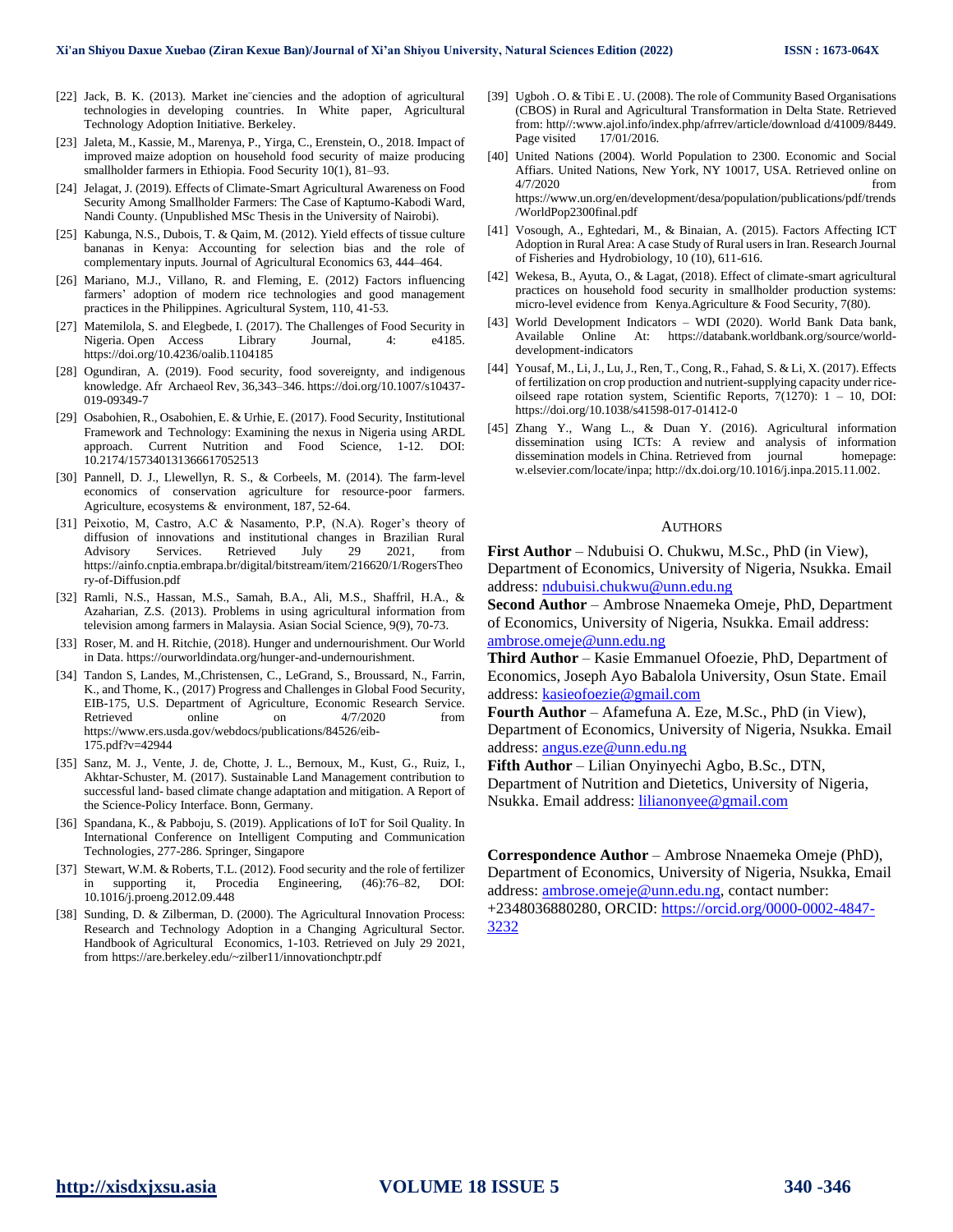[22] Jack, B. K. (2013). Market ine¨ciencies and the adoption of agricultural technologies in developing countries. In White paper, Agricultural Technology Adoption Initiative. Berkeley.

[23] Jaleta, M., Kassie, M., Marenya, P., Yirga, C., Erenstein, O., 2018. Impact of improved maize adoption on household food security of maize producing smallholder farmers in Ethiopia. Food Security 10(1), 81–93.

[24] Jelagat, J. (2019). Effects of Climate-Smart Agricultural Awareness on Food Security Among Smallholder Farmers: The Case of Kaptumo-Kabodi Ward, Nandi County. (Unpublished MSc Thesis in the University of Nairobi).

[25] Kabunga, N.S., Dubois, T. & Qaim, M. (2012). Yield effects of tissue culture bananas in Kenya: Accounting for selection bias and the role of complementary inputs. Journal of Agricultural Economics 63, 444–464.

[26] Mariano, M.J., Villano, R. and Fleming, E. (2012) Factors influencing farmers' adoption of modern rice technologies and good management practices in the Philippines. Agricultural System, 110, 41-53.

[27] Matemilola, S. and Elegbede, I. (2017). The Challenges of Food Security in Nigeria. Open Access Library Journal, 4: e4185. https://doi.org/10.4236/oalib.1104185

[28] Ogundiran, A. (2019). Food security, food sovereignty, and indigenous knowledge. Afr Archaeol Rev, 36,343–346. https://doi.org/10.1007/s10437-019-09349-7

[29] Osabohien, R., Osabohien, E. & Urhie, E. (2017). Food Security, Institutional Framework and Technology: Examining the nexus in Nigeria using ARDL approach. Current Nutrition and Food Science, 1-12. DOI: 10.2174/1573401313666170525l3

[30] Pannell, D. J., Llewellyn, R. S., & Corbeels, M. (2014). The farm-level economics of conservation agriculture for resource-poor farmers. Agriculture, ecosystems & environment, 187, 52-64.

[31] Peixotio, M, Castro, A.C & Nasamento, P.P, (N.A). Roger's theory of diffusion of innovations and institutional changes in Brazilian Rural Advisory Services. Retrieved July 29 2021, from https://ainfo.cnptia.embrapa.br/digital/bitstream/item/216620/1/RogersTheory-of-Diffusion.pdf

[32] Ramli, N.S., Hassan, M.S., Samah, B.A., Ali, M.S., Shaffril, H.A., & Azaharian, Z.S. (2013). Problems in using agricultural information from television among farmers in Malaysia. Asian Social Science, 9(9), 70-73.

[33] Roser, M. and H. Ritchie, (2018). Hunger and undernourishment. Our World in Data. https://ourworldindata.org/hunger-and-undernourishment.

[34] Tandon S, Landes, M.,Christensen, C., LeGrand, S., Broussard, N., Farrin, K., and Thome, K., (2017) Progress and Challenges in Global Food Security, EIB-175, U.S. Department of Agriculture, Economic Research Service. Retrieved online on 4/7/2020 from https://www.ers.usda.gov/webdocs/publications/84526/eib-175.pdf?v=42944

[35] Sanz, M. J., Vente, J. de, Chotte, J. L., Bernoux, M., Kust, G., Ruiz, I., Akhtar-Schuster, M. (2017). Sustainable Land Management contribution to successful land- based climate change adaptation and mitigation. A Report of the Science-Policy Interface. Bonn, Germany.

[36] Spandana, K., & Pabboju, S. (2019). Applications of IoT for Soil Quality. In International Conference on Intelligent Computing and Communication Technologies, 277-286. Springer, Singapore

[37] Stewart, W.M. & Roberts, T.L. (2012). Food security and the role of fertilizer in supporting it, Procedia Engineering, (46):76–82, DOI: 10.1016/j.proeng.2012.09.448

[38] Sunding, D. & Zilberman, D. (2000). The Agricultural Innovation Process: Research and Technology Adoption in a Changing Agricultural Sector. Handbook of Agricultural Economics, 1-103. Retrieved on July 29 2021, from https://are.berkeley.edu/~zilber11/innovationchptr.pdf

[39] Ugboh . O. & Tibi E . U. (2008). The role of Community Based Organisations (CBOS) in Rural and Agricultural Transformation in Delta State. Retrieved from: http//:www.ajol.info/index.php/afrrev/article/download d/41009/8449. Page visited 17/01/2016.

[40] United Nations (2004). World Population to 2300. Economic and Social Affiars. United Nations, New York, NY 10017, USA. Retrieved online on 4/7/2020 from https://www.un.org/en/development/desa/population/publications/pdf/trends/WorldPop2300final.pdf

[41] Vosough, A., Eghtedari, M., & Binaian, A. (2015). Factors Affecting ICT Adoption in Rural Area: A case Study of Rural users in Iran. Research Journal of Fisheries and Hydrobiology, 10 (10), 611-616.

[42] Wekesa, B., Ayuta, O., & Lagat, (2018). Effect of climate-smart agricultural practices on household food security in smallholder production systems: micro-level evidence from Kenya.Agriculture & Food Security, 7(80).

[43] World Development Indicators – WDI (2020). World Bank Data bank, Available Online At: https://databank.worldbank.org/source/world-development-indicators

[44] Yousaf, M., Li, J., Lu, J., Ren, T., Cong, R., Fahad, S. & Li, X. (2017). Effects of fertilization on crop production and nutrient-supplying capacity under rice-oilseed rape rotation system, Scientific Reports, 7(1270): 1 – 10, DOI: https://doi.org/10.1038/s41598-017-01412-0

[45] Zhang Y., Wang L., & Duan Y. (2016). Agricultural information dissemination using ICTs: A review and analysis of information dissemination models in China. Retrieved from journal homepage: w.elsevier.com/locate/inpa; http://dx.doi.org/10.1016/j.inpa.2015.11.002.

## AUTHORS

**First Author** – Ndubuisi O. Chukwu, M.Sc., PhD (in View), Department of Economics, University of Nigeria, Nsukka. Email address: ndubuisi.chukwu@unn.edu.ng

**Second Author** – Ambrose Nnaemeka Omeje, PhD, Department of Economics, University of Nigeria, Nsukka. Email address: ambrose.omeje@unn.edu.ng

**Third Author** – Kasie Emmanuel Ofoezie, PhD, Department of Economics, Joseph Ayo Babalola University, Osun State. Email address: kasieofoezie@gmail.com

**Fourth Author** – Afamefuna A. Eze, M.Sc., PhD (in View), Department of Economics, University of Nigeria, Nsukka. Email address: angus.eze@unn.edu.ng

**Fifth Author** – Lilian Onyinyechi Agbo, B.Sc., DTN, Department of Nutrition and Dietetics, University of Nigeria, Nsukka. Email address: lilianonyee@gmail.com

**Correspondence Author** – Ambrose Nnaemeka Omeje (PhD), Department of Economics, University of Nigeria, Nsukka, Email address: ambrose.omeje@unn.edu.ng, contact number: +2348036880280, ORCID: https://orcid.org/0000-0002-4847-3232